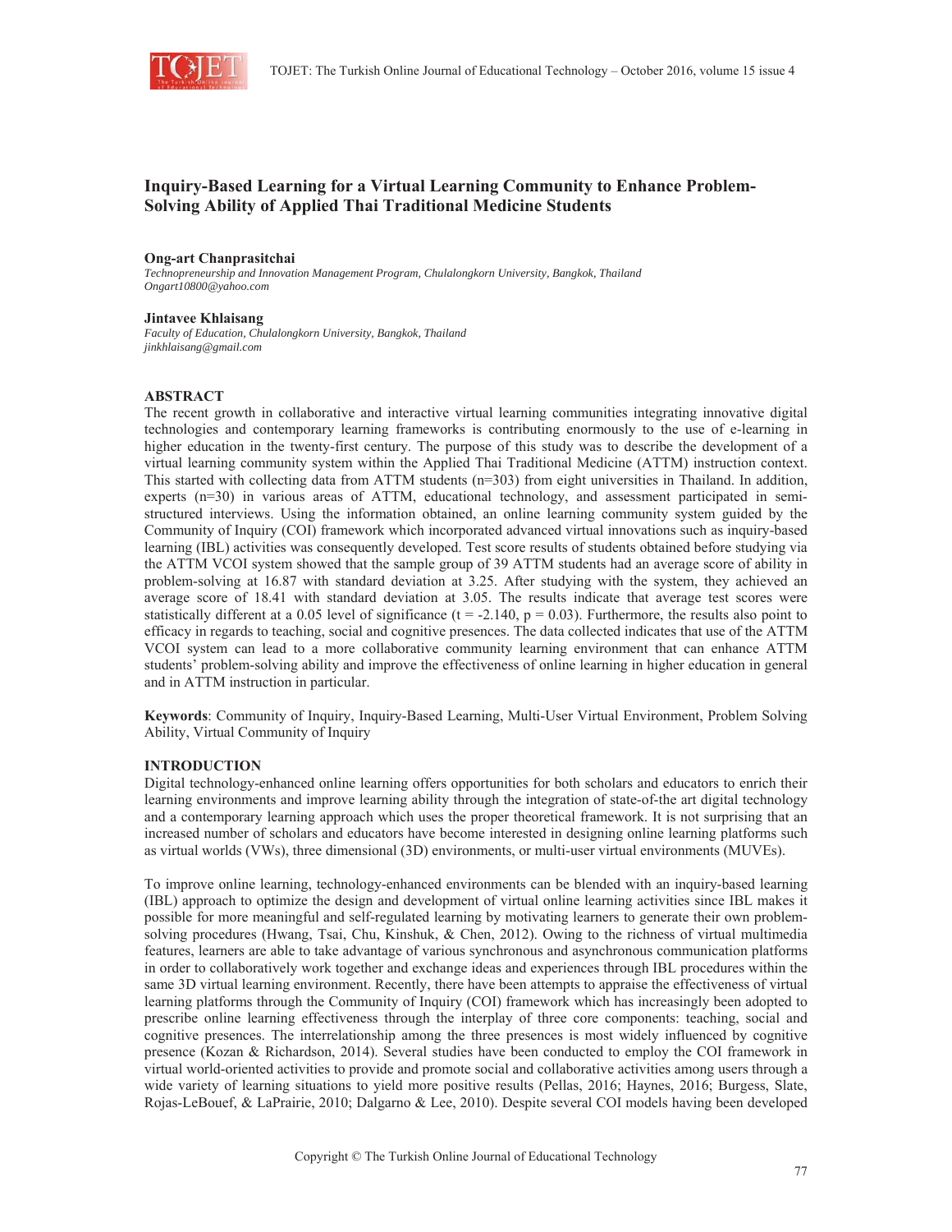# Inquiry-Based Learning for a Virtual Learning Community to Enhance Problem-Solving Ability of Applied Thai Traditional Medicine Students

**Ong-art Chanprasitchai**
*Technopreneurship and Innovation Management Program, Chulalongkorn University, Bangkok, Thailand*
*Ongart10800@yahoo.com*

**Jintavee Khlaisang**
*Faculty of Education, Chulalongkorn University, Bangkok, Thailand*
*jinkhlaisang@gmail.com*

## ABSTRACT

The recent growth in collaborative and interactive virtual learning communities integrating innovative digital technologies and contemporary learning frameworks is contributing enormously to the use of e-learning in higher education in the twenty-first century. The purpose of this study was to describe the development of a virtual learning community system within the Applied Thai Traditional Medicine (ATTM) instruction context. This started with collecting data from ATTM students (n=303) from eight universities in Thailand. In addition, experts (n=30) in various areas of ATTM, educational technology, and assessment participated in semi-structured interviews. Using the information obtained, an online learning community system guided by the Community of Inquiry (COI) framework which incorporated advanced virtual innovations such as inquiry-based learning (IBL) activities was consequently developed. Test score results of students obtained before studying via the ATTM VCOI system showed that the sample group of 39 ATTM students had an average score of ability in problem-solving at 16.87 with standard deviation at 3.25. After studying with the system, they achieved an average score of 18.41 with standard deviation at 3.05. The results indicate that average test scores were statistically different at a 0.05 level of significance ($t = -2.140$, $p = 0.03$). Furthermore, the results also point to efficacy in regards to teaching, social and cognitive presences. The data collected indicates that use of the ATTM VCOI system can lead to a more collaborative community learning environment that can enhance ATTM students' problem-solving ability and improve the effectiveness of online learning in higher education in general and in ATTM instruction in particular.

**Keywords**: Community of Inquiry, Inquiry-Based Learning, Multi-User Virtual Environment, Problem Solving Ability, Virtual Community of Inquiry

## INTRODUCTION

Digital technology-enhanced online learning offers opportunities for both scholars and educators to enrich their learning environments and improve learning ability through the integration of state-of-the art digital technology and a contemporary learning approach which uses the proper theoretical framework. It is not surprising that an increased number of scholars and educators have become interested in designing online learning platforms such as virtual worlds (VWs), three dimensional (3D) environments, or multi-user virtual environments (MUVEs).

To improve online learning, technology-enhanced environments can be blended with an inquiry-based learning (IBL) approach to optimize the design and development of virtual online learning activities since IBL makes it possible for more meaningful and self-regulated learning by motivating learners to generate their own problem-solving procedures (Hwang, Tsai, Chu, Kinshuk, & Chen, 2012). Owing to the richness of virtual multimedia features, learners are able to take advantage of various synchronous and asynchronous communication platforms in order to collaboratively work together and exchange ideas and experiences through IBL procedures within the same 3D virtual learning environment. Recently, there have been attempts to appraise the effectiveness of virtual learning platforms through the Community of Inquiry (COI) framework which has increasingly been adopted to prescribe online learning effectiveness through the interplay of three core components: teaching, social and cognitive presences. The interrelationship among the three presences is most widely influenced by cognitive presence (Kozan & Richardson, 2014). Several studies have been conducted to employ the COI framework in virtual world-oriented activities to provide and promote social and collaborative activities among users through a wide variety of learning situations to yield more positive results (Pellas, 2016; Haynes, 2016; Burgess, Slate, Rojas-LeBouef, & LaPrairie, 2010; Dalgarno & Lee, 2010). Despite several COI models having been developed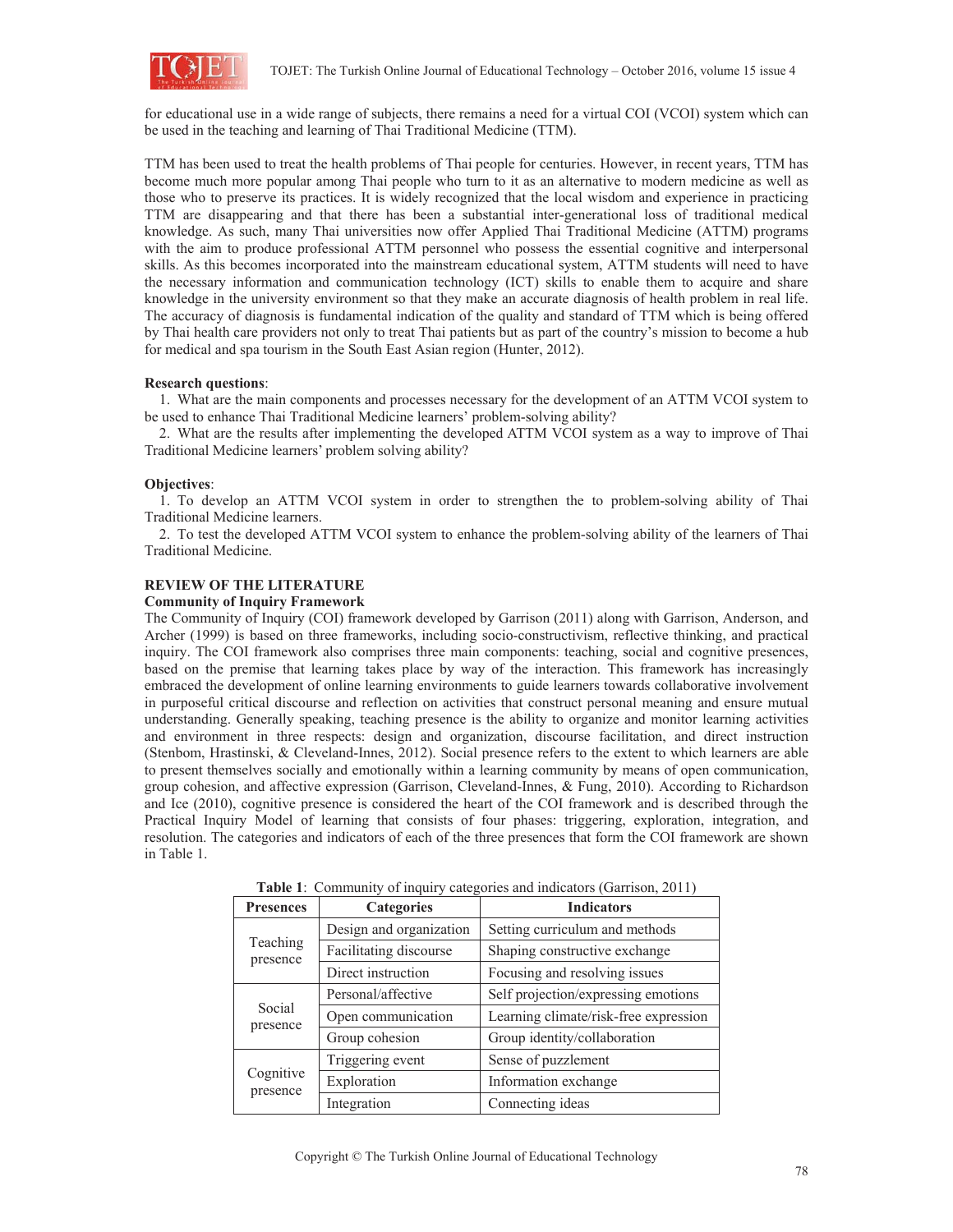for educational use in a wide range of subjects, there remains a need for a virtual COI (VCOI) system which can be used in the teaching and learning of Thai Traditional Medicine (TTM).

TTM has been used to treat the health problems of Thai people for centuries. However, in recent years, TTM has become much more popular among Thai people who turn to it as an alternative to modern medicine as well as those who to preserve its practices. It is widely recognized that the local wisdom and experience in practicing TTM are disappearing and that there has been a substantial inter-generational loss of traditional medical knowledge. As such, many Thai universities now offer Applied Thai Traditional Medicine (ATTM) programs with the aim to produce professional ATTM personnel who possess the essential cognitive and interpersonal skills. As this becomes incorporated into the mainstream educational system, ATTM students will need to have the necessary information and communication technology (ICT) skills to enable them to acquire and share knowledge in the university environment so that they make an accurate diagnosis of health problem in real life. The accuracy of diagnosis is fundamental indication of the quality and standard of TTM which is being offered by Thai health care providers not only to treat Thai patients but as part of the country's mission to become a hub for medical and spa tourism in the South East Asian region (Hunter, 2012).

**Research questions**:

1. What are the main components and processes necessary for the development of an ATTM VCOI system to be used to enhance Thai Traditional Medicine learners' problem-solving ability?
2. What are the results after implementing the developed ATTM VCOI system as a way to improve of Thai Traditional Medicine learners' problem solving ability?

**Objectives**:

1. To develop an ATTM VCOI system in order to strengthen the to problem-solving ability of Thai Traditional Medicine learners.
2. To test the developed ATTM VCOI system to enhance the problem-solving ability of the learners of Thai Traditional Medicine.

## REVIEW OF THE LITERATURE

### Community of Inquiry Framework

The Community of Inquiry (COI) framework developed by Garrison (2011) along with Garrison, Anderson, and Archer (1999) is based on three frameworks, including socio-constructivism, reflective thinking, and practical inquiry. The COI framework also comprises three main components: teaching, social and cognitive presences, based on the premise that learning takes place by way of the interaction. This framework has increasingly embraced the development of online learning environments to guide learners towards collaborative involvement in purposeful critical discourse and reflection on activities that construct personal meaning and ensure mutual understanding. Generally speaking, teaching presence is the ability to organize and monitor learning activities and environment in three respects: design and organization, discourse facilitation, and direct instruction (Stenbom, Hrastinski, & Cleveland-Innes, 2012). Social presence refers to the extent to which learners are able to present themselves socially and emotionally within a learning community by means of open communication, group cohesion, and affective expression (Garrison, Cleveland-Innes, & Fung, 2010). According to Richardson and Ice (2010), cognitive presence is considered the heart of the COI framework and is described through the Practical Inquiry Model of learning that consists of four phases: triggering, exploration, integration, and resolution. The categories and indicators of each of the three presences that form the COI framework are shown in Table 1.

**Table 1**: Community of inquiry categories and indicators (Garrison, 2011)

| Presences | Categories | Indicators |
|---|---|---|
| Teaching presence | Design and organization | Setting curriculum and methods |
| | Facilitating discourse | Shaping constructive exchange |
| | Direct instruction | Focusing and resolving issues |
| Social presence | Personal/affective | Self projection/expressing emotions |
| | Open communication | Learning climate/risk-free expression |
| | Group cohesion | Group identity/collaboration |
| Cognitive presence | Triggering event | Sense of puzzlement |
| | Exploration | Information exchange |
| | Integration | Connecting ideas |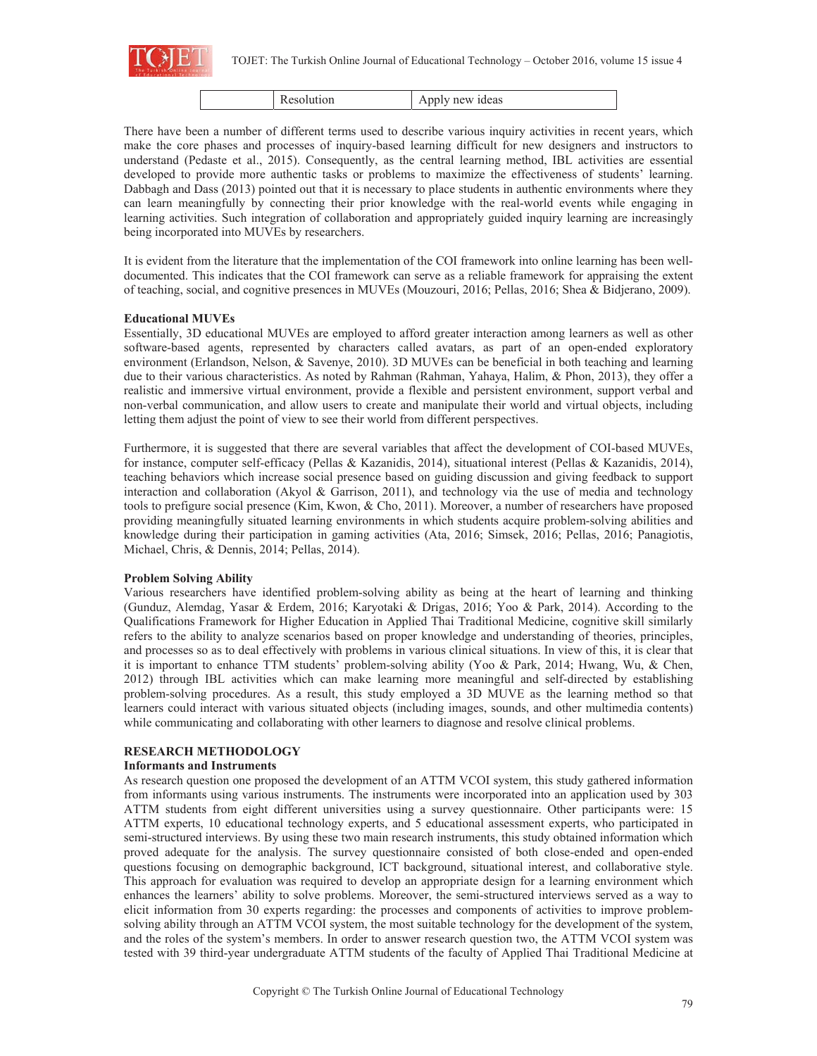| | Resolution | Apply new ideas |
|---|---|---|

There have been a number of different terms used to describe various inquiry activities in recent years, which make the core phases and processes of inquiry-based learning difficult for new designers and instructors to understand (Pedaste et al., 2015). Consequently, as the central learning method, IBL activities are essential developed to provide more authentic tasks or problems to maximize the effectiveness of students' learning. Dabbagh and Dass (2013) pointed out that it is necessary to place students in authentic environments where they can learn meaningfully by connecting their prior knowledge with the real-world events while engaging in learning activities. Such integration of collaboration and appropriately guided inquiry learning are increasingly being incorporated into MUVEs by researchers.

It is evident from the literature that the implementation of the COI framework into online learning has been well-documented. This indicates that the COI framework can serve as a reliable framework for appraising the extent of teaching, social, and cognitive presences in MUVEs (Mouzouri, 2016; Pellas, 2016; Shea & Bidjerano, 2009).

**Educational MUVEs**

Essentially, 3D educational MUVEs are employed to afford greater interaction among learners as well as other software-based agents, represented by characters called avatars, as part of an open-ended exploratory environment (Erlandson, Nelson, & Savenye, 2010). 3D MUVEs can be beneficial in both teaching and learning due to their various characteristics. As noted by Rahman (Rahman, Yahaya, Halim, & Phon, 2013), they offer a realistic and immersive virtual environment, provide a flexible and persistent environment, support verbal and non-verbal communication, and allow users to create and manipulate their world and virtual objects, including letting them adjust the point of view to see their world from different perspectives.

Furthermore, it is suggested that there are several variables that affect the development of COI-based MUVEs, for instance, computer self-efficacy (Pellas & Kazanidis, 2014), situational interest (Pellas & Kazanidis, 2014), teaching behaviors which increase social presence based on guiding discussion and giving feedback to support interaction and collaboration (Akyol & Garrison, 2011), and technology via the use of media and technology tools to prefigure social presence (Kim, Kwon, & Cho, 2011). Moreover, a number of researchers have proposed providing meaningfully situated learning environments in which students acquire problem-solving abilities and knowledge during their participation in gaming activities (Ata, 2016; Simsek, 2016; Pellas, 2016; Panagiotis, Michael, Chris, & Dennis, 2014; Pellas, 2014).

**Problem Solving Ability**

Various researchers have identified problem-solving ability as being at the heart of learning and thinking (Gunduz, Alemdag, Yasar & Erdem, 2016; Karyotaki & Drigas, 2016; Yoo & Park, 2014). According to the Qualifications Framework for Higher Education in Applied Thai Traditional Medicine, cognitive skill similarly refers to the ability to analyze scenarios based on proper knowledge and understanding of theories, principles, and processes so as to deal effectively with problems in various clinical situations. In view of this, it is clear that it is important to enhance TTM students' problem-solving ability (Yoo & Park, 2014; Hwang, Wu, & Chen, 2012) through IBL activities which can make learning more meaningful and self-directed by establishing problem-solving procedures. As a result, this study employed a 3D MUVE as the learning method so that learners could interact with various situated objects (including images, sounds, and other multimedia contents) while communicating and collaborating with other learners to diagnose and resolve clinical problems.

## RESEARCH METHODOLOGY

**Informants and Instruments**

As research question one proposed the development of an ATTM VCOI system, this study gathered information from informants using various instruments. The instruments were incorporated into an application used by 303 ATTM students from eight different universities using a survey questionnaire. Other participants were: 15 ATTM experts, 10 educational technology experts, and 5 educational assessment experts, who participated in semi-structured interviews. By using these two main research instruments, this study obtained information which proved adequate for the analysis. The survey questionnaire consisted of both close-ended and open-ended questions focusing on demographic background, ICT background, situational interest, and collaborative style. This approach for evaluation was required to develop an appropriate design for a learning environment which enhances the learners' ability to solve problems. Moreover, the semi-structured interviews served as a way to elicit information from 30 experts regarding: the processes and components of activities to improve problem-solving ability through an ATTM VCOI system, the most suitable technology for the development of the system, and the roles of the system's members. In order to answer research question two, the ATTM VCOI system was tested with 39 third-year undergraduate ATTM students of the faculty of Applied Thai Traditional Medicine at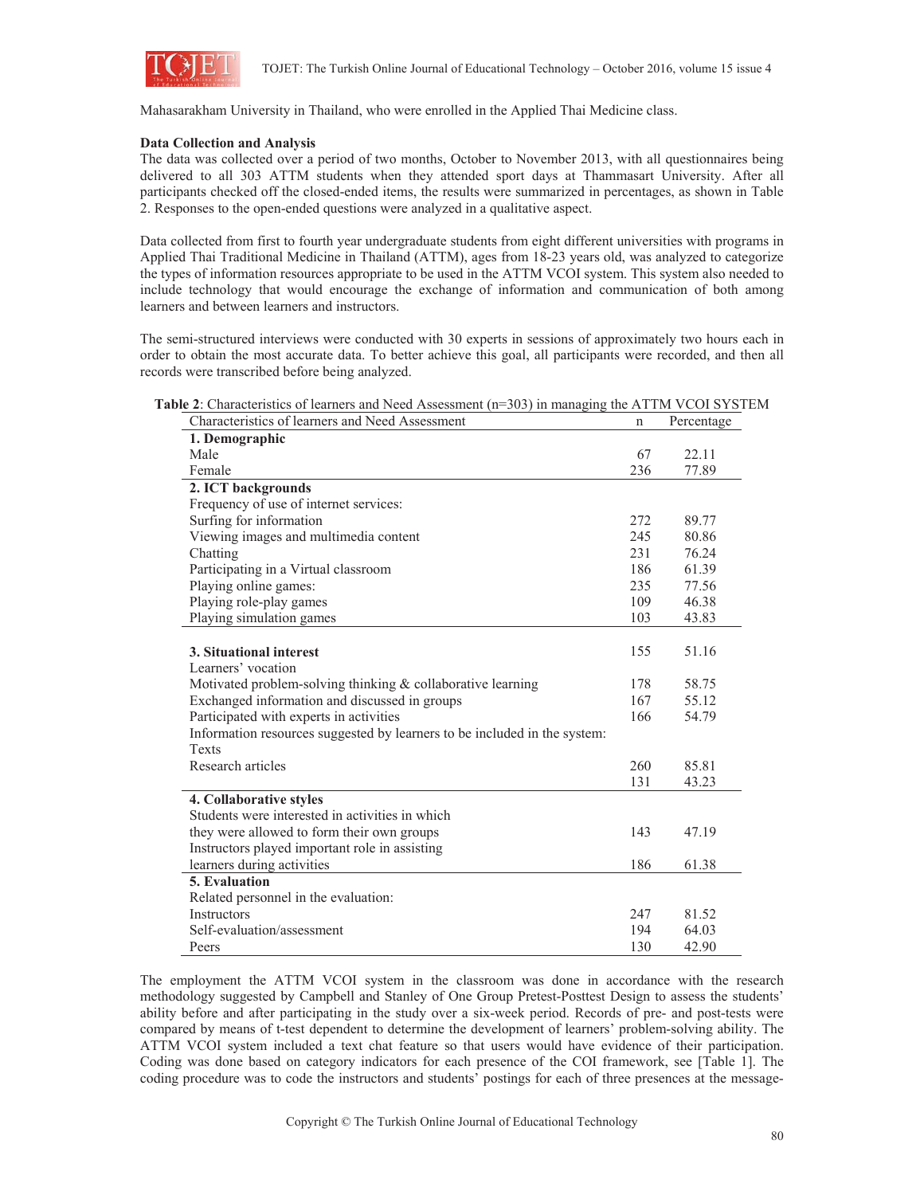Mahasarakham University in Thailand, who were enrolled in the Applied Thai Medicine class.

**Data Collection and Analysis**

The data was collected over a period of two months, October to November 2013, with all questionnaires being delivered to all 303 ATTM students when they attended sport days at Thammasart University. After all participants checked off the closed-ended items, the results were summarized in percentages, as shown in Table 2. Responses to the open-ended questions were analyzed in a qualitative aspect.

Data collected from first to fourth year undergraduate students from eight different universities with programs in Applied Thai Traditional Medicine in Thailand (ATTM), ages from 18-23 years old, was analyzed to categorize the types of information resources appropriate to be used in the ATTM VCOI system. This system also needed to include technology that would encourage the exchange of information and communication of both among learners and between learners and instructors.

The semi-structured interviews were conducted with 30 experts in sessions of approximately two hours each in order to obtain the most accurate data. To better achieve this goal, all participants were recorded, and then all records were transcribed before being analyzed.

**Table 2**: Characteristics of learners and Need Assessment (n=303) in managing the ATTM VCOI SYSTEM

| Characteristics of learners and Need Assessment | n | Percentage |
|---|---|---|
| **1. Demographic** | | |
| Male | 67 | 22.11 |
| Female | 236 | 77.89 |
| **2. ICT backgrounds** | | |
| Frequency of use of internet services: | | |
| Surfing for information | 272 | 89.77 |
| Viewing images and multimedia content | 245 | 80.86 |
| Chatting | 231 | 76.24 |
| Participating in a Virtual classroom | 186 | 61.39 |
| Playing online games: | 235 | 77.56 |
| Playing role-play games | 109 | 46.38 |
| Playing simulation games | 103 | 43.83 |
| **3. Situational interest** | 155 | 51.16 |
| Learners' vocation | | |
| Motivated problem-solving thinking & collaborative learning | 178 | 58.75 |
| Exchanged information and discussed in groups | 167 | 55.12 |
| Participated with experts in activities | 166 | 54.79 |
| Information resources suggested by learners to be included in the system: | | |
| Texts | | |
| Research articles | 260 | 85.81 |
| | 131 | 43.23 |
| **4. Collaborative styles** | | |
| Students were interested in activities in which they were allowed to form their own groups | 143 | 47.19 |
| Instructors played important role in assisting learners during activities | 186 | 61.38 |
| **5. Evaluation** | | |
| Related personnel in the evaluation: | | |
| Instructors | 247 | 81.52 |
| Self-evaluation/assessment | 194 | 64.03 |
| Peers | 130 | 42.90 |

The employment the ATTM VCOI system in the classroom was done in accordance with the research methodology suggested by Campbell and Stanley of One Group Pretest-Posttest Design to assess the students' ability before and after participating in the study over a six-week period. Records of pre- and post-tests were compared by means of t-test dependent to determine the development of learners' problem-solving ability. The ATTM VCOI system included a text chat feature so that users would have evidence of their participation. Coding was done based on category indicators for each presence of the COI framework, see [Table 1]. The coding procedure was to code the instructors and students' postings for each of three presences at the message-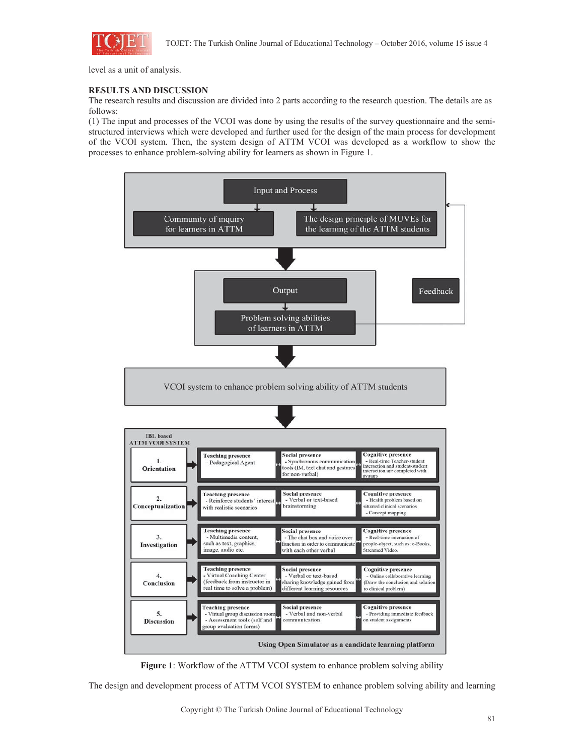level as a unit of analysis.

## RESULTS AND DISCUSSION

The research results and discussion are divided into 2 parts according to the research question. The details are as follows:

(1) The input and processes of the VCOI was done by using the results of the survey questionnaire and the semi-structured interviews which were developed and further used for the design of the main process for development of the VCOI system. Then, the system design of ATTM VCOI was developed as a workflow to show the processes to enhance problem-solving ability for learners as shown in Figure 1.

Input and Process
- Community of inquiry for learners in ATTM
- The design principle of MUVEs for the learning of the ATTM students

Output
- Problem solving abilities of learners in ATTM

Feedback

VCOI system to enhance problem solving ability of ATTM students

IBL based ATTM VCOI SYSTEM

| Stage | Teaching presence | Social presence | Cognitive presence |
| --- | --- | --- | --- |
| 1. Orientation | - Pedagogical Agent | - Synchronous communication tools (IM, text chat and gestures for non-verbal) | - Real-time Teacher-student interaction and student-student interaction are completed with avatars |
| 2. Conceptualization | - Reinforce students' interest with realistic scenarios | - Verbal or text-based brainstorming | - Health problem based on situated clinical scenarios<br>- Concept mapping |
| 3. Investigation | - Multimedia content, such as text, graphics, image, audio etc. | - The chat box and voice over function in order to communicate with each other verbal | - Real-time interaction of people-object, such as: e-Books, Streamed Video. |
| 4. Conclusion | - Virtual Coaching Center (feedback from instructor in real time to solve a problem) | - Verbal or text-based sharing knowledge gained from different learning resources | - Online collaborative learning (Draw the conclusion and solution to clinical problem) |
| 5. Discussion | - Virtual group discussion room<br>- Assessment tools (self and group evaluation forms) | - Verbal and non-verbal communication | - Providing immediate feedback on student assignments |

Using Open Simulator as a candidate learning platform

**Figure 1**: Workflow of the ATTM VCOI system to enhance problem solving ability

The design and development process of ATTM VCOI SYSTEM to enhance problem solving ability and learning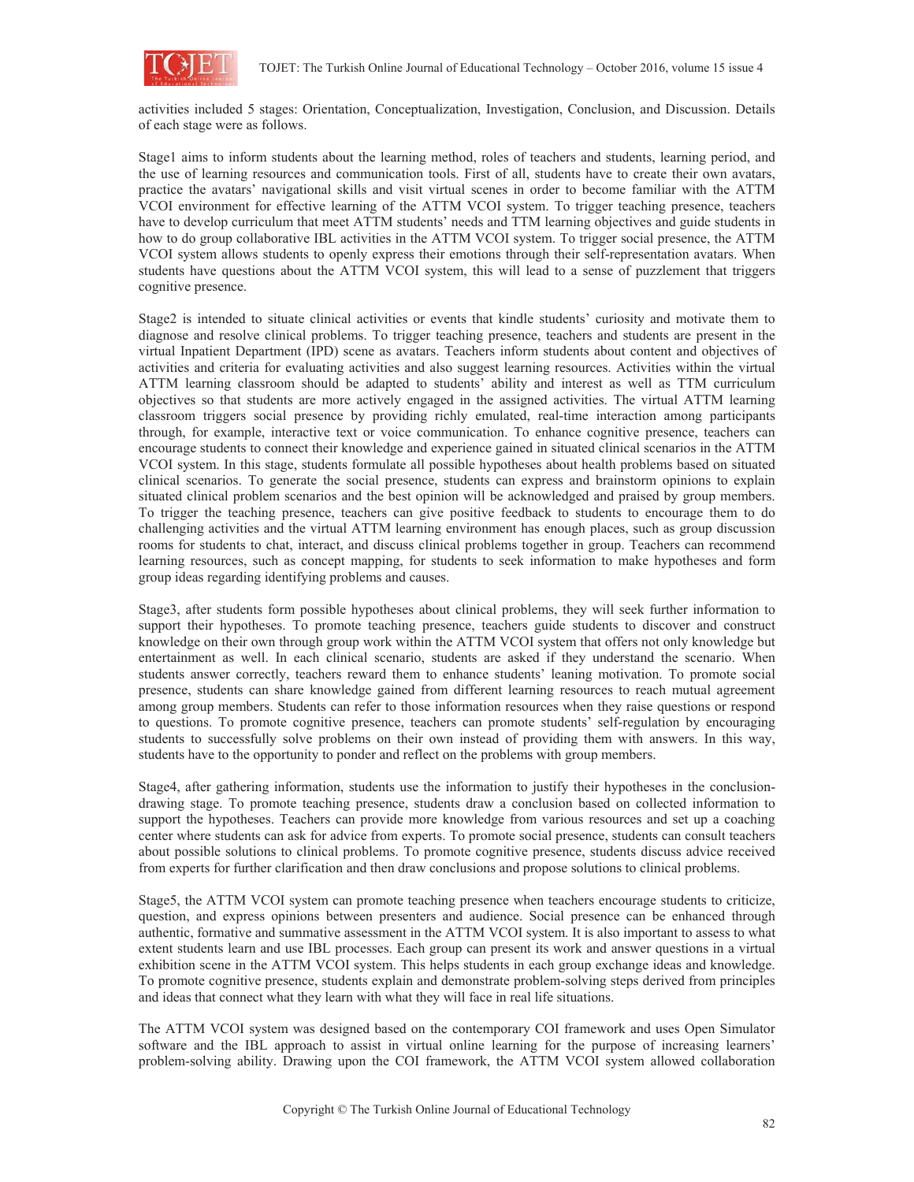activities included 5 stages: Orientation, Conceptualization, Investigation, Conclusion, and Discussion. Details of each stage were as follows.

Stage1 aims to inform students about the learning method, roles of teachers and students, learning period, and the use of learning resources and communication tools. First of all, students have to create their own avatars, practice the avatars' navigational skills and visit virtual scenes in order to become familiar with the ATTM VCOI environment for effective learning of the ATTM VCOI system. To trigger teaching presence, teachers have to develop curriculum that meet ATTM students' needs and TTM learning objectives and guide students in how to do group collaborative IBL activities in the ATTM VCOI system. To trigger social presence, the ATTM VCOI system allows students to openly express their emotions through their self-representation avatars. When students have questions about the ATTM VCOI system, this will lead to a sense of puzzlement that triggers cognitive presence.

Stage2 is intended to situate clinical activities or events that kindle students' curiosity and motivate them to diagnose and resolve clinical problems. To trigger teaching presence, teachers and students are present in the virtual Inpatient Department (IPD) scene as avatars. Teachers inform students about content and objectives of activities and criteria for evaluating activities and also suggest learning resources. Activities within the virtual ATTM learning classroom should be adapted to students' ability and interest as well as TTM curriculum objectives so that students are more actively engaged in the assigned activities. The virtual ATTM learning classroom triggers social presence by providing richly emulated, real-time interaction among participants through, for example, interactive text or voice communication. To enhance cognitive presence, teachers can encourage students to connect their knowledge and experience gained in situated clinical scenarios in the ATTM VCOI system. In this stage, students formulate all possible hypotheses about health problems based on situated clinical scenarios. To generate the social presence, students can express and brainstorm opinions to explain situated clinical problem scenarios and the best opinion will be acknowledged and praised by group members. To trigger the teaching presence, teachers can give positive feedback to students to encourage them to do challenging activities and the virtual ATTM learning environment has enough places, such as group discussion rooms for students to chat, interact, and discuss clinical problems together in group. Teachers can recommend learning resources, such as concept mapping, for students to seek information to make hypotheses and form group ideas regarding identifying problems and causes.

Stage3, after students form possible hypotheses about clinical problems, they will seek further information to support their hypotheses. To promote teaching presence, teachers guide students to discover and construct knowledge on their own through group work within the ATTM VCOI system that offers not only knowledge but entertainment as well. In each clinical scenario, students are asked if they understand the scenario. When students answer correctly, teachers reward them to enhance students' leaning motivation. To promote social presence, students can share knowledge gained from different learning resources to reach mutual agreement among group members. Students can refer to those information resources when they raise questions or respond to questions. To promote cognitive presence, teachers can promote students' self-regulation by encouraging students to successfully solve problems on their own instead of providing them with answers. In this way, students have to the opportunity to ponder and reflect on the problems with group members.

Stage4, after gathering information, students use the information to justify their hypotheses in the conclusion-drawing stage. To promote teaching presence, students draw a conclusion based on collected information to support the hypotheses. Teachers can provide more knowledge from various resources and set up a coaching center where students can ask for advice from experts. To promote social presence, students can consult teachers about possible solutions to clinical problems. To promote cognitive presence, students discuss advice received from experts for further clarification and then draw conclusions and propose solutions to clinical problems.

Stage5, the ATTM VCOI system can promote teaching presence when teachers encourage students to criticize, question, and express opinions between presenters and audience. Social presence can be enhanced through authentic, formative and summative assessment in the ATTM VCOI system. It is also important to assess to what extent students learn and use IBL processes. Each group can present its work and answer questions in a virtual exhibition scene in the ATTM VCOI system. This helps students in each group exchange ideas and knowledge. To promote cognitive presence, students explain and demonstrate problem-solving steps derived from principles and ideas that connect what they learn with what they will face in real life situations.

The ATTM VCOI system was designed based on the contemporary COI framework and uses Open Simulator software and the IBL approach to assist in virtual online learning for the purpose of increasing learners' problem-solving ability. Drawing upon the COI framework, the ATTM VCOI system allowed collaboration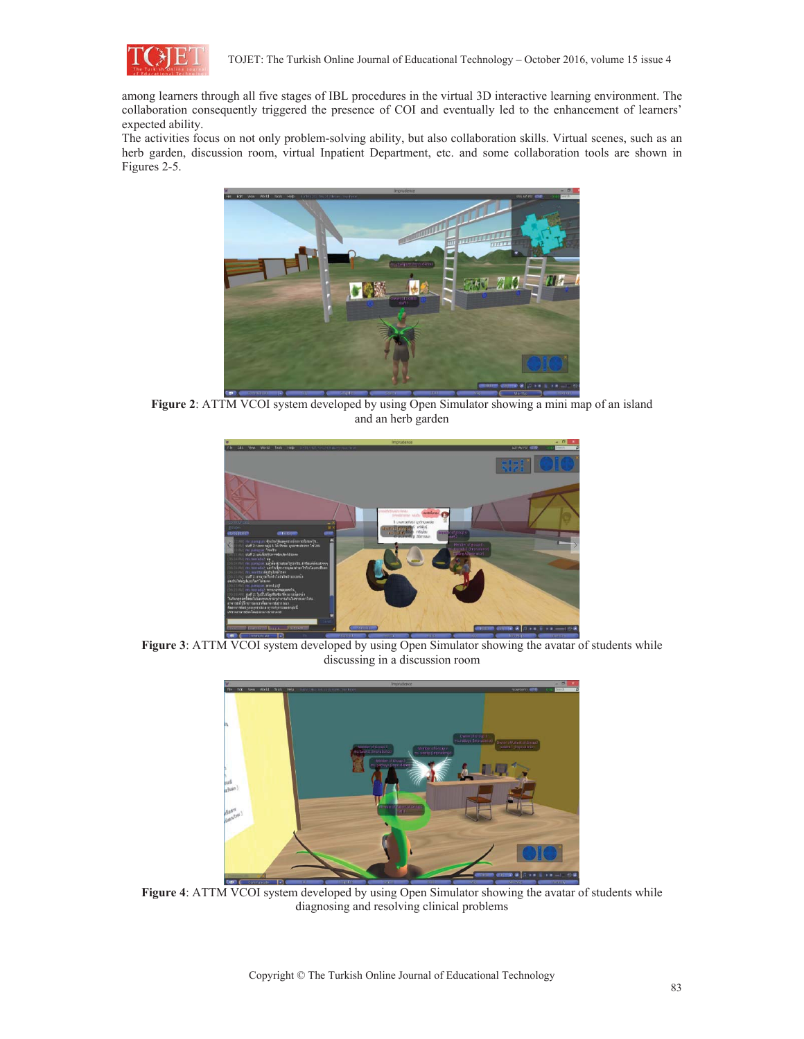among learners through all five stages of IBL procedures in the virtual 3D interactive learning environment. The collaboration consequently triggered the presence of COI and eventually led to the enhancement of learners' expected ability.

The activities focus on not only problem-solving ability, but also collaboration skills. Virtual scenes, such as an herb garden, discussion room, virtual Inpatient Department, etc. and some collaboration tools are shown in Figures 2-5.

**Figure 2**: ATTM VCOI system developed by using Open Simulator showing a mini map of an island and an herb garden

**Figure 3**: ATTM VCOI system developed by using Open Simulator showing the avatar of students while discussing in a discussion room

**Figure 4**: ATTM VCOI system developed by using Open Simulator showing the avatar of students while diagnosing and resolving clinical problems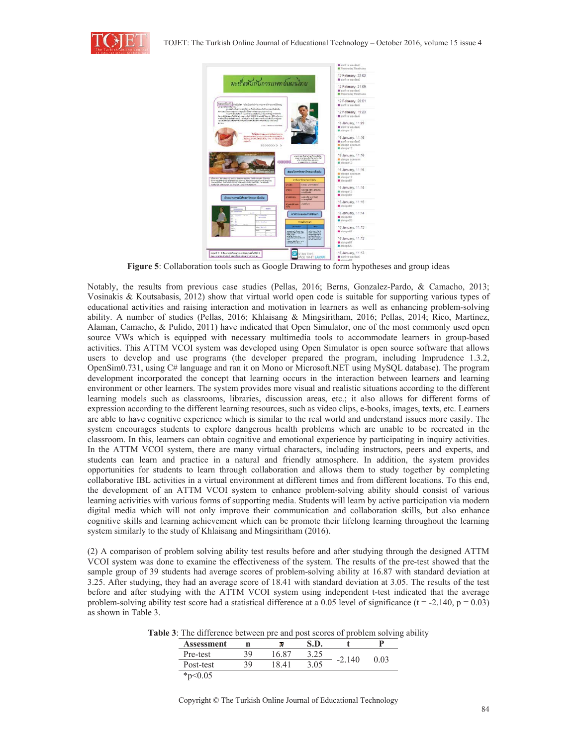**Figure 5**: Collaboration tools such as Google Drawing to form hypotheses and group ideas

Notably, the results from previous case studies (Pellas, 2016; Berns, Gonzalez-Pardo, & Camacho, 2013; Vosinakis & Koutsabasis, 2012) show that virtual world open code is suitable for supporting various types of educational activities and raising interaction and motivation in learners as well as enhancing problem-solving ability. A number of studies (Pellas, 2016; Khlaisang & Mingsiritham, 2016; Pellas, 2014; Rico, Martínez, Alaman, Camacho, & Pulido, 2011) have indicated that Open Simulator, one of the most commonly used open source VWs which is equipped with necessary multimedia tools to accommodate learners in group-based activities. This ATTM VCOI system was developed using Open Simulator is open source software that allows users to develop and use programs (the developer prepared the program, including Imprudence 1.3.2, OpenSim0.731, using C# language and ran it on Mono or Microsoft.NET using MySQL database). The program development incorporated the concept that learning occurs in the interaction between learners and learning environment or other learners. The system provides more visual and realistic situations according to the different learning models such as classrooms, libraries, discussion areas, etc.; it also allows for different forms of expression according to the different learning resources, such as video clips, e-books, images, texts, etc. Learners are able to have cognitive experience which is similar to the real world and understand issues more easily. The system encourages students to explore dangerous health problems which are unable to be recreated in the classroom. In this, learners can obtain cognitive and emotional experience by participating in inquiry activities. In the ATTM VCOI system, there are many virtual characters, including instructors, peers and experts, and students can learn and practice in a natural and friendly atmosphere. In addition, the system provides opportunities for students to learn through collaboration and allows them to study together by completing collaborative IBL activities in a virtual environment at different times and from different locations. To this end, the development of an ATTM VCOI system to enhance problem-solving ability should consist of various learning activities with various forms of supporting media. Students will learn by active participation via modern digital media which will not only improve their communication and collaboration skills, but also enhance cognitive skills and learning achievement which can be promote their lifelong learning throughout the learning system similarly to the study of Khlaisang and Mingsiritham (2016).

(2) A comparison of problem solving ability test results before and after studying through the designed ATTM VCOI system was done to examine the effectiveness of the system. The results of the pre-test showed that the sample group of 39 students had average scores of problem-solving ability at 16.87 with standard deviation at 3.25. After studying, they had an average score of 18.41 with standard deviation at 3.05. The results of the test before and after studying with the ATTM VCOI system using independent t-test indicated that the average problem-solving ability test score had a statistical difference at a 0.05 level of significance ($t = -2.140$, $p = 0.03$) as shown in Table 3.

**Table 3**: The difference between pre and post scores of problem solving ability

| Assessment | n | $\bar{x}$ | S.D. | t | P |
|---|---|---|---|---|---|
| Pre-test | 39 | 16.87 | 3.25 | -2.140 | 0.03 |
| Post-test | 39 | 18.41 | 3.05 | | |

*$p<0.05$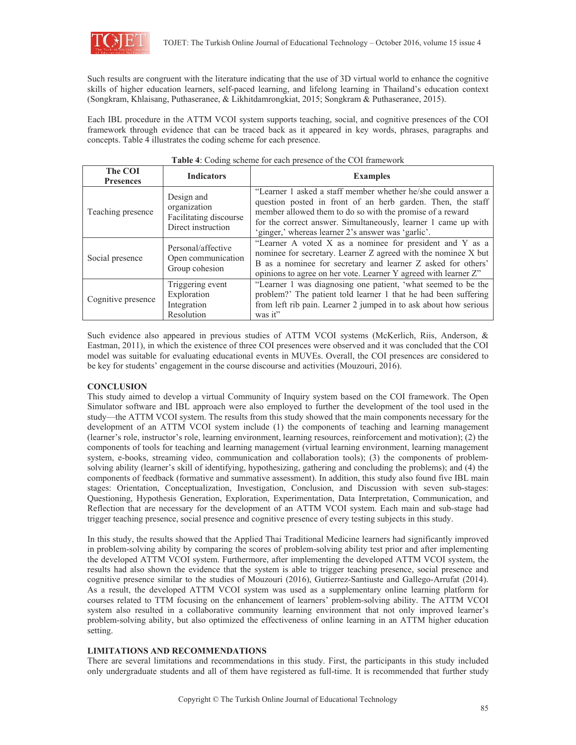Such results are congruent with the literature indicating that the use of 3D virtual world to enhance the cognitive skills of higher education learners, self-paced learning, and lifelong learning in Thailand's education context (Songkram, Khlaisang, Puthaseranee, & Likhitdamrongkiat, 2015; Songkram & Puthaseranee, 2015).

Each IBL procedure in the ATTM VCOI system supports teaching, social, and cognitive presences of the COI framework through evidence that can be traced back as it appeared in key words, phrases, paragraphs and concepts. Table 4 illustrates the coding scheme for each presence.

**Table 4**: Coding scheme for each presence of the COI framework

| The COI Presences | Indicators | Examples |
|---|---|---|
| Teaching presence | Design and organization<br>Facilitating discourse<br>Direct instruction | "Learner 1 asked a staff member whether he/she could answer a question posted in front of an herb garden. Then, the staff member allowed them to do so with the promise of a reward for the correct answer. Simultaneously, learner 1 came up with 'ginger,' whereas learner 2's answer was 'garlic'. |
| Social presence | Personal/affective<br>Open communication<br>Group cohesion | "Learner A voted X as a nominee for president and Y as a nominee for secretary. Learner Z agreed with the nominee X but B as a nominee for secretary and learner Z asked for others' opinions to agree on her vote. Learner Y agreed with learner Z" |
| Cognitive presence | Triggering event<br>Exploration<br>Integration<br>Resolution | "Learner 1 was diagnosing one patient, 'what seemed to be the problem?' The patient told learner 1 that he had been suffering from left rib pain. Learner 2 jumped in to ask about how serious was it" |

Such evidence also appeared in previous studies of ATTM VCOI systems (McKerlich, Riis, Anderson, & Eastman, 2011), in which the existence of three COI presences were observed and it was concluded that the COI model was suitable for evaluating educational events in MUVEs. Overall, the COI presences are considered to be key for students' engagement in the course discourse and activities (Mouzouri, 2016).

## CONCLUSION

This study aimed to develop a virtual Community of Inquiry system based on the COI framework. The Open Simulator software and IBL approach were also employed to further the development of the tool used in the study—the ATTM VCOI system. The results from this study showed that the main components necessary for the development of an ATTM VCOI system include (1) the components of teaching and learning management (learner's role, instructor's role, learning environment, learning resources, reinforcement and motivation); (2) the components of tools for teaching and learning management (virtual learning environment, learning management system, e-books, streaming video, communication and collaboration tools); (3) the components of problem-solving ability (learner's skill of identifying, hypothesizing, gathering and concluding the problems); and (4) the components of feedback (formative and summative assessment). In addition, this study also found five IBL main stages: Orientation, Conceptualization, Investigation, Conclusion, and Discussion with seven sub-stages: Questioning, Hypothesis Generation, Exploration, Experimentation, Data Interpretation, Communication, and Reflection that are necessary for the development of an ATTM VCOI system. Each main and sub-stage had trigger teaching presence, social presence and cognitive presence of every testing subjects in this study.

In this study, the results showed that the Applied Thai Traditional Medicine learners had significantly improved in problem-solving ability by comparing the scores of problem-solving ability test prior and after implementing the developed ATTM VCOI system. Furthermore, after implementing the developed ATTM VCOI system, the results had also shown the evidence that the system is able to trigger teaching presence, social presence and cognitive presence similar to the studies of Mouzouri (2016), Gutierrez-Santiuste and Gallego-Arrufat (2014). As a result, the developed ATTM VCOI system was used as a supplementary online learning platform for courses related to TTM focusing on the enhancement of learners' problem-solving ability. The ATTM VCOI system also resulted in a collaborative community learning environment that not only improved learner's problem-solving ability, but also optimized the effectiveness of online learning in an ATTM higher education setting.

## LIMITATIONS AND RECOMMENDATIONS

There are several limitations and recommendations in this study. First, the participants in this study included only undergraduate students and all of them have registered as full-time. It is recommended that further study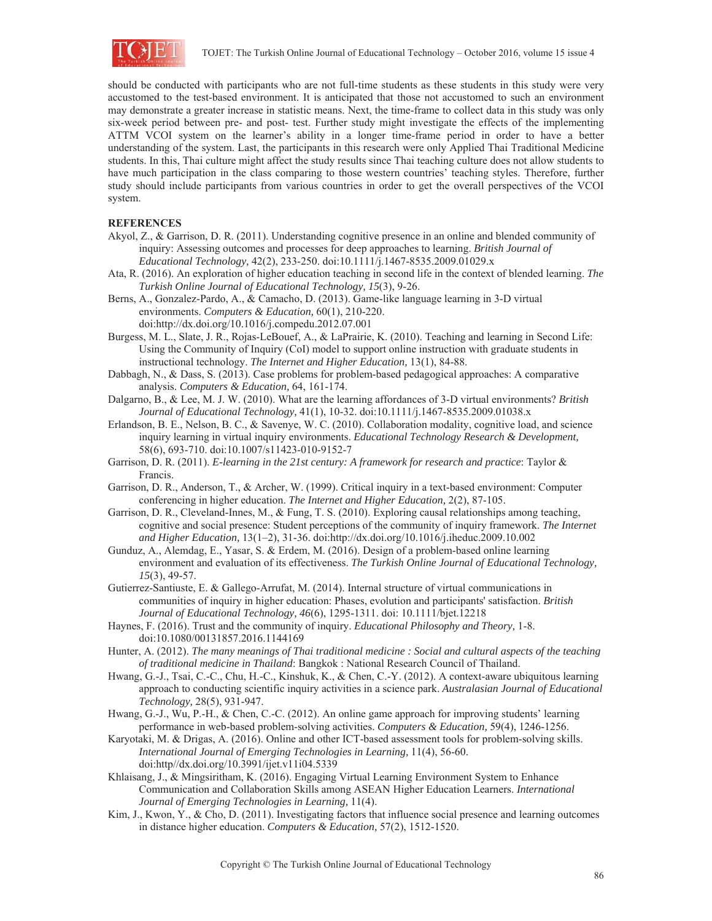should be conducted with participants who are not full-time students as these students in this study were very accustomed to the test-based environment. It is anticipated that those not accustomed to such an environment may demonstrate a greater increase in statistic means. Next, the time-frame to collect data in this study was only six-week period between pre- and post- test. Further study might investigate the effects of the implementing ATTM VCOI system on the learner's ability in a longer time-frame period in order to have a better understanding of the system. Last, the participants in this research were only Applied Thai Traditional Medicine students. In this, Thai culture might affect the study results since Thai teaching culture does not allow students to have much participation in the class comparing to those western countries' teaching styles. Therefore, further study should include participants from various countries in order to get the overall perspectives of the VCOI system.

## REFERENCES

Akyol, Z., & Garrison, D. R. (2011). Understanding cognitive presence in an online and blended community of inquiry: Assessing outcomes and processes for deep approaches to learning. *British Journal of Educational Technology,* 42(2), 233-250. doi:10.1111/j.1467-8535.2009.01029.x

Ata, R. (2016). An exploration of higher education teaching in second life in the context of blended learning. *The Turkish Online Journal of Educational Technology, 15*(3), 9-26.

Berns, A., Gonzalez-Pardo, A., & Camacho, D. (2013). Game-like language learning in 3-D virtual environments. *Computers & Education,* 60(1), 210-220. doi:http://dx.doi.org/10.1016/j.compedu.2012.07.001

Burgess, M. L., Slate, J. R., Rojas-LeBouef, A., & LaPrairie, K. (2010). Teaching and learning in Second Life: Using the Community of Inquiry (CoI) model to support online instruction with graduate students in instructional technology. *The Internet and Higher Education,* 13(1), 84-88.

Dabbagh, N., & Dass, S. (2013). Case problems for problem-based pedagogical approaches: A comparative analysis. *Computers & Education,* 64, 161-174.

Dalgarno, B., & Lee, M. J. W. (2010). What are the learning affordances of 3-D virtual environments? *British Journal of Educational Technology,* 41(1), 10-32. doi:10.1111/j.1467-8535.2009.01038.x

Erlandson, B. E., Nelson, B. C., & Savenye, W. C. (2010). Collaboration modality, cognitive load, and science inquiry learning in virtual inquiry environments. *Educational Technology Research & Development,* 58(6), 693-710. doi:10.1007/s11423-010-9152-7

Garrison, D. R. (2011). *E-learning in the 21st century: A framework for research and practice*: Taylor & Francis.

Garrison, D. R., Anderson, T., & Archer, W. (1999). Critical inquiry in a text-based environment: Computer conferencing in higher education. *The Internet and Higher Education,* 2(2), 87-105.

Garrison, D. R., Cleveland-Innes, M., & Fung, T. S. (2010). Exploring causal relationships among teaching, cognitive and social presence: Student perceptions of the community of inquiry framework. *The Internet and Higher Education,* 13(1–2), 31-36. doi:http://dx.doi.org/10.1016/j.iheduc.2009.10.002

Gunduz, A., Alemdag, E., Yasar, S. & Erdem, M. (2016). Design of a problem-based online learning environment and evaluation of its effectiveness. *The Turkish Online Journal of Educational Technology, 15*(3), 49-57.

Gutierrez-Santiuste, E. & Gallego-Arrufat, M. (2014). Internal structure of virtual communications in communities of inquiry in higher education: Phases, evolution and participants' satisfaction. *British Journal of Educational Technology, 46*(6), 1295-1311. doi: 10.1111/bjet.12218

Haynes, F. (2016). Trust and the community of inquiry. *Educational Philosophy and Theory,* 1-8. doi:10.1080/00131857.2016.1144169

Hunter, A. (2012). *The many meanings of Thai traditional medicine : Social and cultural aspects of the teaching of traditional medicine in Thailand*: Bangkok : National Research Council of Thailand.

Hwang, G.-J., Tsai, C.-C., Chu, H.-C., Kinshuk, K., & Chen, C.-Y. (2012). A context-aware ubiquitous learning approach to conducting scientific inquiry activities in a science park. *Australasian Journal of Educational Technology,* 28(5), 931-947.

Hwang, G.-J., Wu, P.-H., & Chen, C.-C. (2012). An online game approach for improving students' learning performance in web-based problem-solving activities. *Computers & Education,* 59(4), 1246-1256.

Karyotaki, M. & Drigas, A. (2016). Online and other ICT-based assessment tools for problem-solving skills. *International Journal of Emerging Technologies in Learning,* 11(4), 56-60. doi:http//dx.doi.org/10.3991/ijet.v11i04.5339

Khlaisang, J., & Mingsiritham, K. (2016). Engaging Virtual Learning Environment System to Enhance Communication and Collaboration Skills among ASEAN Higher Education Learners. *International Journal of Emerging Technologies in Learning,* 11(4).

Kim, J., Kwon, Y., & Cho, D. (2011). Investigating factors that influence social presence and learning outcomes in distance higher education. *Computers & Education,* 57(2), 1512-1520.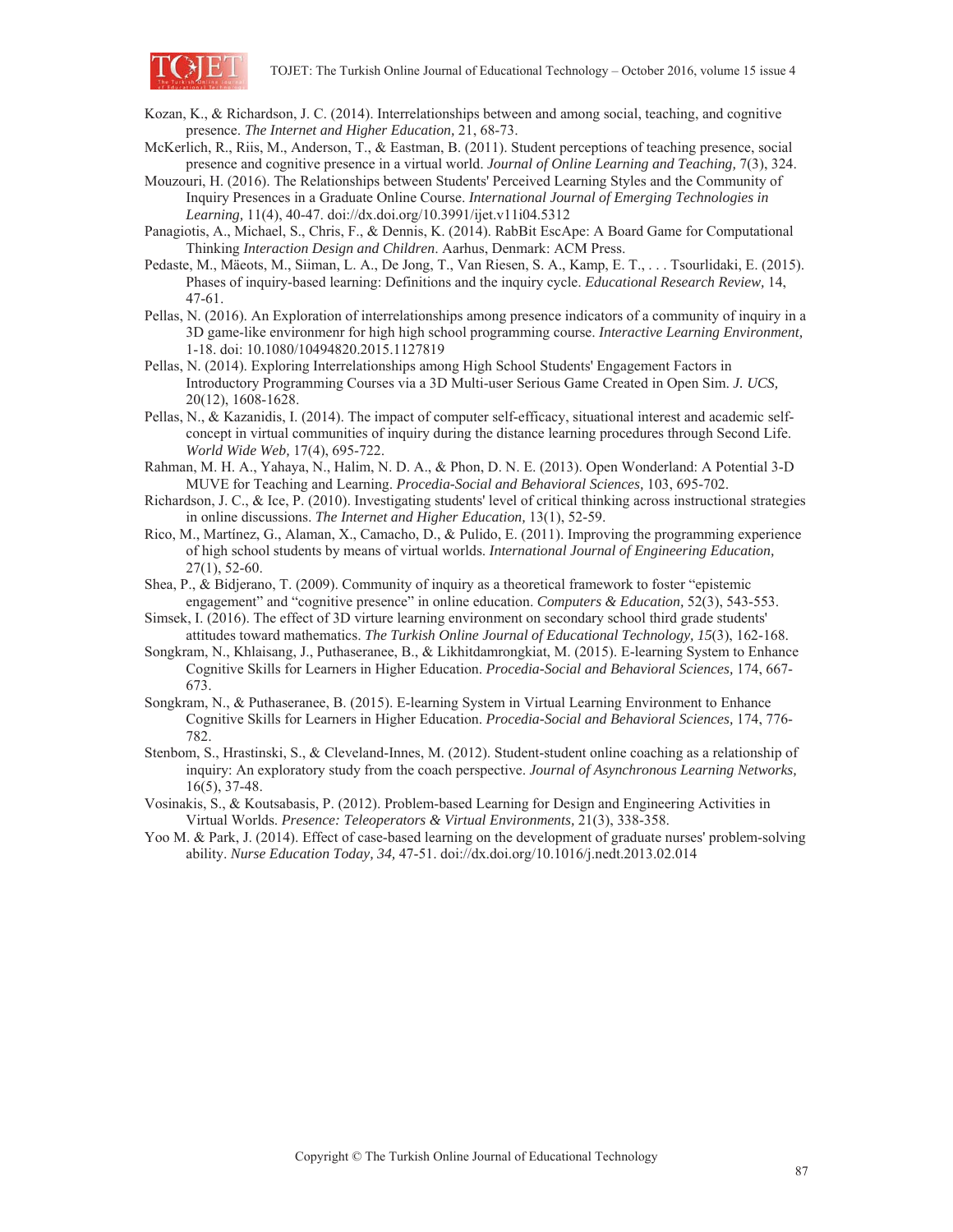Kozan, K., & Richardson, J. C. (2014). Interrelationships between and among social, teaching, and cognitive presence. *The Internet and Higher Education,* 21, 68-73.

McKerlich, R., Riis, M., Anderson, T., & Eastman, B. (2011). Student perceptions of teaching presence, social presence and cognitive presence in a virtual world. *Journal of Online Learning and Teaching,* 7(3), 324.

Mouzouri, H. (2016). The Relationships between Students' Perceived Learning Styles and the Community of Inquiry Presences in a Graduate Online Course. *International Journal of Emerging Technologies in Learning,* 11(4), 40-47. doi://dx.doi.org/10.3991/ijet.v11i04.5312

Panagiotis, A., Michael, S., Chris, F., & Dennis, K. (2014). RabBit EscApe: A Board Game for Computational Thinking *Interaction Design and Children*. Aarhus, Denmark: ACM Press.

Pedaste, M., Mäeots, M., Siiman, L. A., De Jong, T., Van Riesen, S. A., Kamp, E. T., . . . Tsourlidaki, E. (2015). Phases of inquiry-based learning: Definitions and the inquiry cycle. *Educational Research Review,* 14, 47-61.

Pellas, N. (2016). An Exploration of interrelationships among presence indicators of a community of inquiry in a 3D game-like environmenr for high high school programming course. *Interactive Learning Environment,* 1-18. doi: 10.1080/10494820.2015.1127819

Pellas, N. (2014). Exploring Interrelationships among High School Students' Engagement Factors in Introductory Programming Courses via a 3D Multi-user Serious Game Created in Open Sim. *J. UCS,* 20(12), 1608-1628.

Pellas, N., & Kazanidis, I. (2014). The impact of computer self-efficacy, situational interest and academic self-concept in virtual communities of inquiry during the distance learning procedures through Second Life. *World Wide Web,* 17(4), 695-722.

Rahman, M. H. A., Yahaya, N., Halim, N. D. A., & Phon, D. N. E. (2013). Open Wonderland: A Potential 3-D MUVE for Teaching and Learning. *Procedia-Social and Behavioral Sciences,* 103, 695-702.

Richardson, J. C., & Ice, P. (2010). Investigating students' level of critical thinking across instructional strategies in online discussions. *The Internet and Higher Education,* 13(1), 52-59.

Rico, M., Martínez, G., Alaman, X., Camacho, D., & Pulido, E. (2011). Improving the programming experience of high school students by means of virtual worlds. *International Journal of Engineering Education,* 27(1), 52-60.

Shea, P., & Bidjerano, T. (2009). Community of inquiry as a theoretical framework to foster “epistemic engagement” and “cognitive presence” in online education. *Computers & Education,* 52(3), 543-553.

Simsek, I. (2016). The effect of 3D virture learning environment on secondary school third grade students' attitudes toward mathematics. *The Turkish Online Journal of Educational Technology, 15*(3), 162-168.

Songkram, N., Khlaisang, J., Puthaseranee, B., & Likhitdamrongkiat, M. (2015). E-learning System to Enhance Cognitive Skills for Learners in Higher Education. *Procedia-Social and Behavioral Sciences,* 174, 667-673.

Songkram, N., & Puthaseranee, B. (2015). E-learning System in Virtual Learning Environment to Enhance Cognitive Skills for Learners in Higher Education. *Procedia-Social and Behavioral Sciences,* 174, 776-782.

Stenbom, S., Hrastinski, S., & Cleveland-Innes, M. (2012). Student-student online coaching as a relationship of inquiry: An exploratory study from the coach perspective. *Journal of Asynchronous Learning Networks,* 16(5), 37-48.

Vosinakis, S., & Koutsabasis, P. (2012). Problem-based Learning for Design and Engineering Activities in Virtual Worlds. *Presence: Teleoperators & Virtual Environments,* 21(3), 338-358.

Yoo M. & Park, J. (2014). Effect of case-based learning on the development of graduate nurses' problem-solving ability. *Nurse Education Today, 34,* 47-51. doi://dx.doi.org/10.1016/j.nedt.2013.02.014